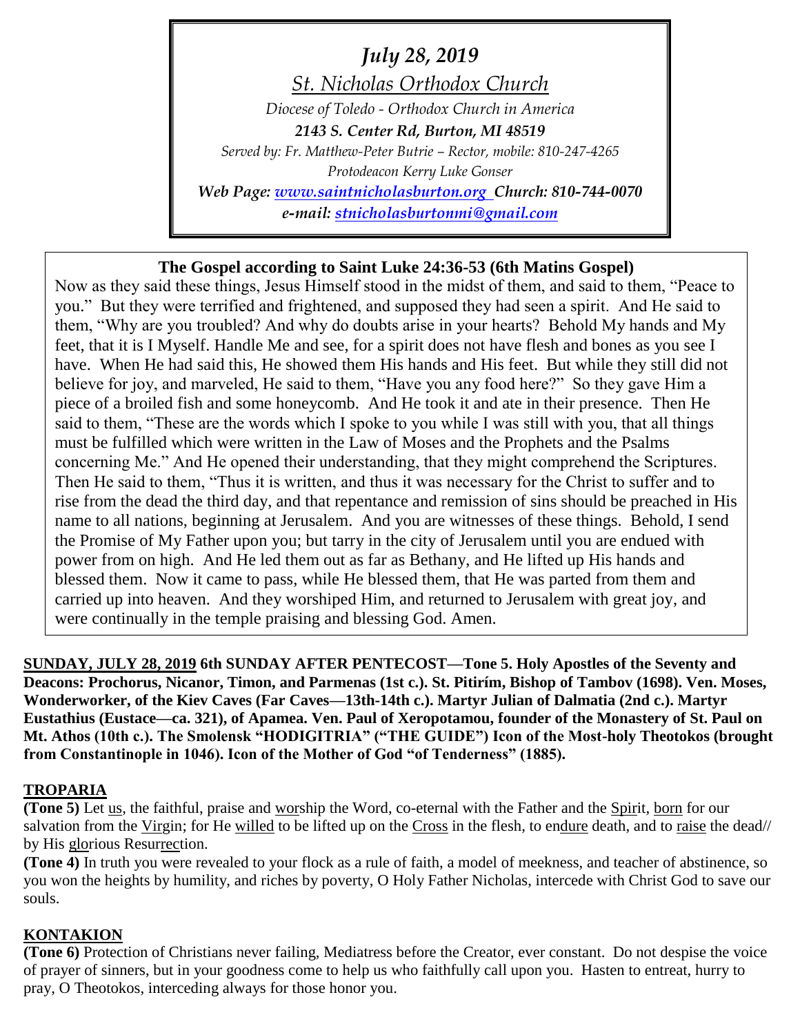*July 28, 2019*

*St. Nicholas Orthodox Church*

*Diocese of Toledo - Orthodox Church in America*

***2143 S. Center Rd, Burton, MI 48519***

*Served by: Fr. Matthew-Peter Butrie – Rector, mobile: 810-247-4265*

*Protodeacon Kerry Luke Gonser*

***Web Page: www.saintnicholasburton.org Church: 810-744-0070***

***e-mail: stnicholasburtonmi@gmail.com***

**The Gospel according to Saint Luke 24:36-53 (6th Matins Gospel)**

Now as they said these things, Jesus Himself stood in the midst of them, and said to them, "Peace to you." But they were terrified and frightened, and supposed they had seen a spirit. And He said to them, "Why are you troubled? And why do doubts arise in your hearts? Behold My hands and My feet, that it is I Myself. Handle Me and see, for a spirit does not have flesh and bones as you see I have. When He had said this, He showed them His hands and His feet. But while they still did not believe for joy, and marveled, He said to them, "Have you any food here?" So they gave Him a piece of a broiled fish and some honeycomb. And He took it and ate in their presence. Then He said to them, "These are the words which I spoke to you while I was still with you, that all things must be fulfilled which were written in the Law of Moses and the Prophets and the Psalms concerning Me." And He opened their understanding, that they might comprehend the Scriptures. Then He said to them, "Thus it is written, and thus it was necessary for the Christ to suffer and to rise from the dead the third day, and that repentance and remission of sins should be preached in His name to all nations, beginning at Jerusalem. And you are witnesses of these things. Behold, I send the Promise of My Father upon you; but tarry in the city of Jerusalem until you are endued with power from on high. And He led them out as far as Bethany, and He lifted up His hands and blessed them. Now it came to pass, while He blessed them, that He was parted from them and carried up into heaven. And they worshiped Him, and returned to Jerusalem with great joy, and were continually in the temple praising and blessing God. Amen.

**SUNDAY, JULY 28, 2019 6th SUNDAY AFTER PENTECOST—Tone 5. Holy Apostles of the Seventy and Deacons: Prochorus, Nicanor, Timon, and Parmenas (1st c.). St. Pitirím, Bishop of Tambov (1698). Ven. Moses, Wonderworker, of the Kiev Caves (Far Caves—13th-14th c.). Martyr Julian of Dalmatia (2nd c.). Martyr Eustathius (Eustace—ca. 321), of Apamea. Ven. Paul of Xeropotamou, founder of the Monastery of St. Paul on Mt. Athos (10th c.). The Smolensk "HODIGITRIA" ("THE GUIDE") Icon of the Most-holy Theotokos (brought from Constantinople in 1046). Icon of the Mother of God "of Tenderness" (1885).**

## TROPARIA

**(Tone 5)** Let us, the faithful, praise and worship the Word, co-eternal with the Father and the Spirit, born for our salvation from the Virgin; for He willed to be lifted up on the Cross in the flesh, to endure death, and to raise the dead// by His glorious Resurrection.

**(Tone 4)** In truth you were revealed to your flock as a rule of faith, a model of meekness, and teacher of abstinence, so you won the heights by humility, and riches by poverty, O Holy Father Nicholas, intercede with Christ God to save our souls.

## KONTAKION

**(Tone 6)** Protection of Christians never failing, Mediatress before the Creator, ever constant. Do not despise the voice of prayer of sinners, but in your goodness come to help us who faithfully call upon you. Hasten to entreat, hurry to pray, O Theotokos, interceding always for those honor you.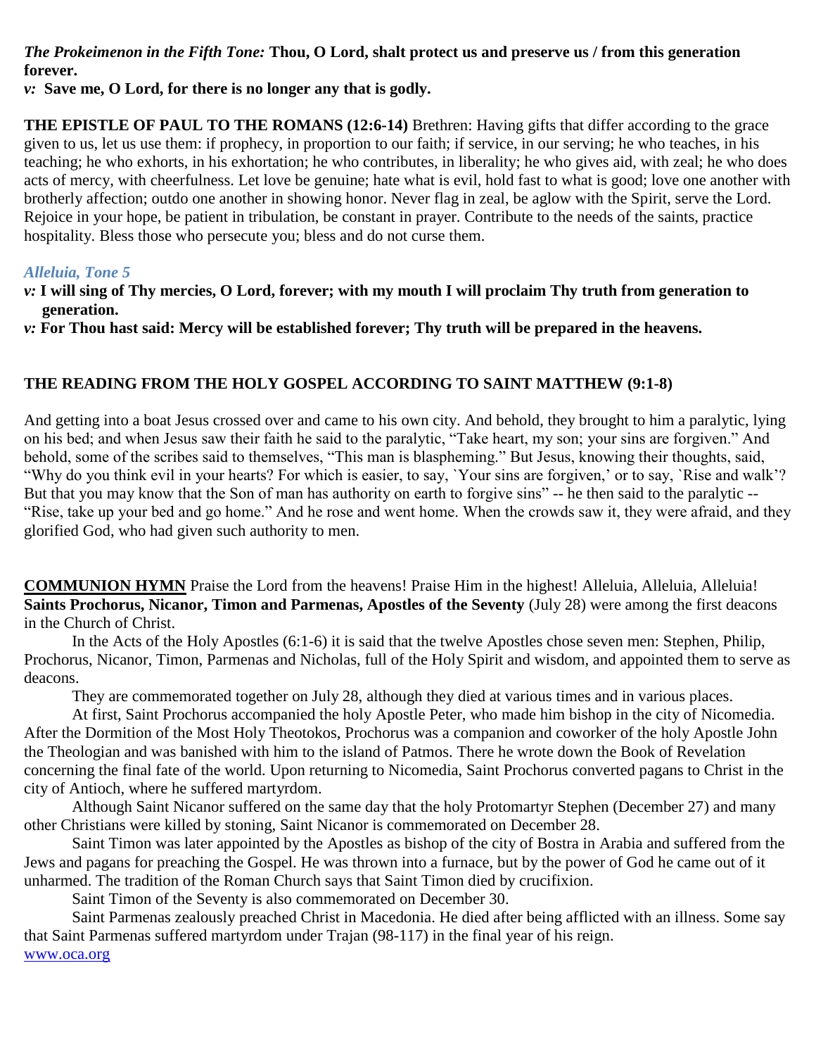***The Prokeimenon in the Fifth Tone:*** **Thou, O Lord, shalt protect us and preserve us / from this generation forever.**

***v:*** **Save me, O Lord, for there is no longer any that is godly.**

**THE EPISTLE OF PAUL TO THE ROMANS (12:6-14)** Brethren: Having gifts that differ according to the grace given to us, let us use them: if prophecy, in proportion to our faith; if service, in our serving; he who teaches, in his teaching; he who exhorts, in his exhortation; he who contributes, in liberality; he who gives aid, with zeal; he who does acts of mercy, with cheerfulness. Let love be genuine; hate what is evil, hold fast to what is good; love one another with brotherly affection; outdo one another in showing honor. Never flag in zeal, be aglow with the Spirit, serve the Lord. Rejoice in your hope, be patient in tribulation, be constant in prayer. Contribute to the needs of the saints, practice hospitality. Bless those who persecute you; bless and do not curse them.

***Alleluia, Tone 5***

***v:*** **I will sing of Thy mercies, O Lord, forever; with my mouth I will proclaim Thy truth from generation to generation.**

***v:*** **For Thou hast said: Mercy will be established forever; Thy truth will be prepared in the heavens.**

**THE READING FROM THE HOLY GOSPEL ACCORDING TO SAINT MATTHEW (9:1-8)**

And getting into a boat Jesus crossed over and came to his own city. And behold, they brought to him a paralytic, lying on his bed; and when Jesus saw their faith he said to the paralytic, "Take heart, my son; your sins are forgiven." And behold, some of the scribes said to themselves, "This man is blaspheming." But Jesus, knowing their thoughts, said, "Why do you think evil in your hearts? For which is easier, to say, `Your sins are forgiven,' or to say, `Rise and walk'? But that you may know that the Son of man has authority on earth to forgive sins" -- he then said to the paralytic -- "Rise, take up your bed and go home." And he rose and went home. When the crowds saw it, they were afraid, and they glorified God, who had given such authority to men.

**COMMUNION HYMN** Praise the Lord from the heavens! Praise Him in the highest! Alleluia, Alleluia, Alleluia!

**Saints Prochorus, Nicanor, Timon and Parmenas, Apostles of the Seventy** (July 28) were among the first deacons in the Church of Christ.

In the Acts of the Holy Apostles (6:1-6) it is said that the twelve Apostles chose seven men: Stephen, Philip, Prochorus, Nicanor, Timon, Parmenas and Nicholas, full of the Holy Spirit and wisdom, and appointed them to serve as deacons.

They are commemorated together on July 28, although they died at various times and in various places.

At first, Saint Prochorus accompanied the holy Apostle Peter, who made him bishop in the city of Nicomedia. After the Dormition of the Most Holy Theotokos, Prochorus was a companion and coworker of the holy Apostle John the Theologian and was banished with him to the island of Patmos. There he wrote down the Book of Revelation concerning the final fate of the world. Upon returning to Nicomedia, Saint Prochorus converted pagans to Christ in the city of Antioch, where he suffered martyrdom.

Although Saint Nicanor suffered on the same day that the holy Protomartyr Stephen (December 27) and many other Christians were killed by stoning, Saint Nicanor is commemorated on December 28.

Saint Timon was later appointed by the Apostles as bishop of the city of Bostra in Arabia and suffered from the Jews and pagans for preaching the Gospel. He was thrown into a furnace, but by the power of God he came out of it unharmed. The tradition of the Roman Church says that Saint Timon died by crucifixion.

Saint Timon of the Seventy is also commemorated on December 30.

Saint Parmenas zealously preached Christ in Macedonia. He died after being afflicted with an illness. Some say that Saint Parmenas suffered martyrdom under Trajan (98-117) in the final year of his reign.

www.oca.org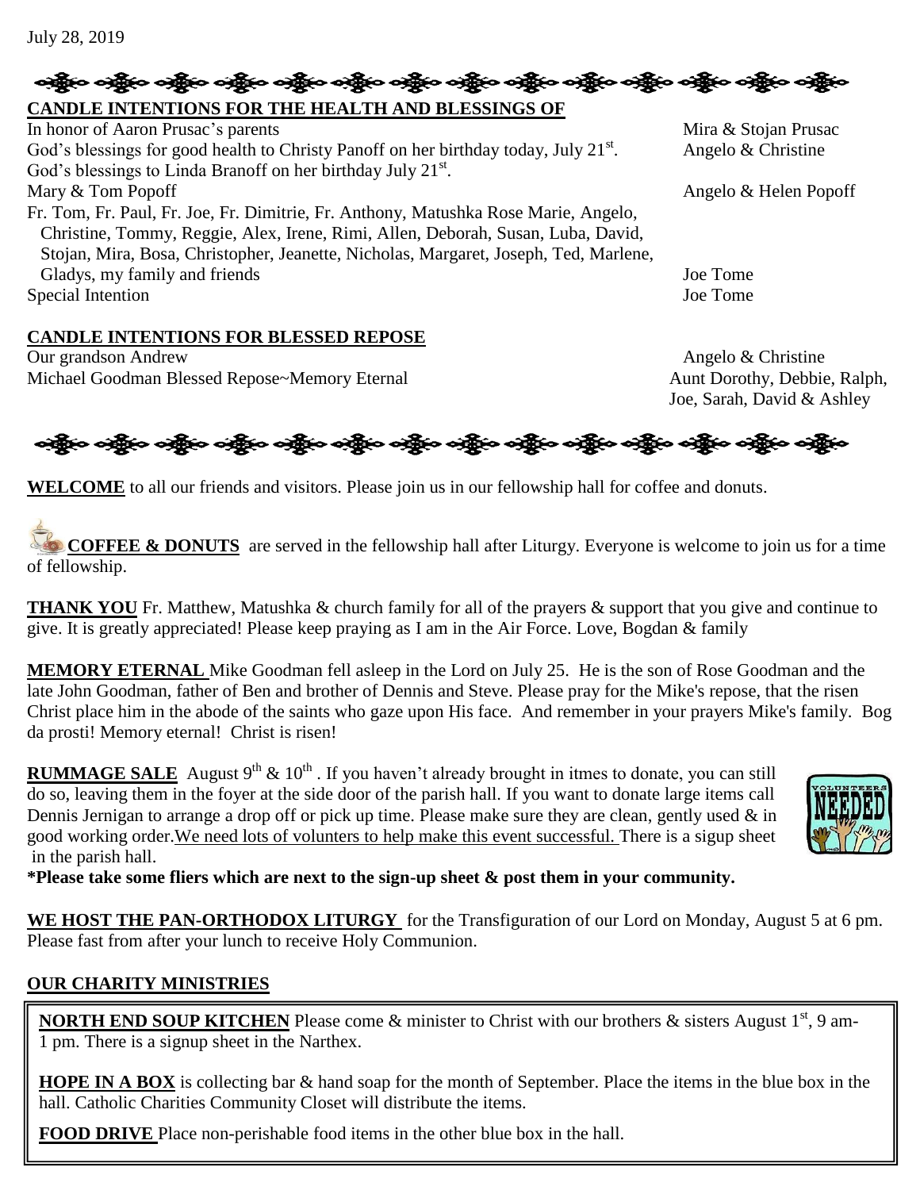July 28, 2019

## CANDLE INTENTIONS FOR THE HEALTH AND BLESSINGS OF

| Intention | Offered by |
|---|---|
| In honor of Aaron Prusac's parents | Mira & Stojan Prusac |
| God's blessings for good health to Christy Panoff on her birthday today, July 21st. | Angelo & Christine |
| God's blessings to Linda Branoff on her birthday July 21st. | |
| Mary & Tom Popoff | Angelo & Helen Popoff |
| Fr. Tom, Fr. Paul, Fr. Joe, Fr. Dimitrie, Fr. Anthony, Matushka Rose Marie, Angelo, Christine, Tommy, Reggie, Alex, Irene, Rimi, Allen, Deborah, Susan, Luba, David, Stojan, Mira, Bosa, Christopher, Jeanette, Nicholas, Margaret, Joseph, Ted, Marlene, Gladys, my family and friends | Joe Tome |
| Special Intention | Joe Tome |

## CANDLE INTENTIONS FOR BLESSED REPOSE

| Intention | Offered by |
|---|---|
| Our grandson Andrew | Angelo & Christine |
| Michael Goodman Blessed Repose~Memory Eternal | Aunt Dorothy, Debbie, Ralph, Joe, Sarah, David & Ashley |

**WELCOME** to all our friends and visitors. Please join us in our fellowship hall for coffee and donuts.

**COFFEE & DONUTS** are served in the fellowship hall after Liturgy. Everyone is welcome to join us for a time of fellowship.

**THANK YOU** Fr. Matthew, Matushka & church family for all of the prayers & support that you give and continue to give. It is greatly appreciated! Please keep praying as I am in the Air Force. Love, Bogdan & family

**MEMORY ETERNAL** Mike Goodman fell asleep in the Lord on July 25. He is the son of Rose Goodman and the late John Goodman, father of Ben and brother of Dennis and Steve. Please pray for the Mike's repose, that the risen Christ place him in the abode of the saints who gaze upon His face. And remember in your prayers Mike's family. Bog da prosti! Memory eternal! Christ is risen!

**RUMMAGE SALE** August 9th & 10th . If you haven't already brought in itmes to donate, you can still do so, leaving them in the foyer at the side door of the parish hall. If you want to donate large items call Dennis Jernigan to arrange a drop off or pick up time. Please make sure they are clean, gently used & in good working order. We need lots of volunteers to help make this event successful. There is a sigup sheet in the parish hall.

**\*Please take some fliers which are next to the sign-up sheet & post them in your community.**

**WE HOST THE PAN-ORTHODOX LITURGY** for the Transfiguration of our Lord on Monday, August 5 at 6 pm. Please fast from after your lunch to receive Holy Communion.

## OUR CHARITY MINISTRIES

**NORTH END SOUP KITCHEN** Please come & minister to Christ with our brothers & sisters August 1st, 9 am-1 pm. There is a signup sheet in the Narthex.

**HOPE IN A BOX** is collecting bar & hand soap for the month of September. Place the items in the blue box in the hall. Catholic Charities Community Closet will distribute the items.

**FOOD DRIVE** Place non-perishable food items in the other blue box in the hall.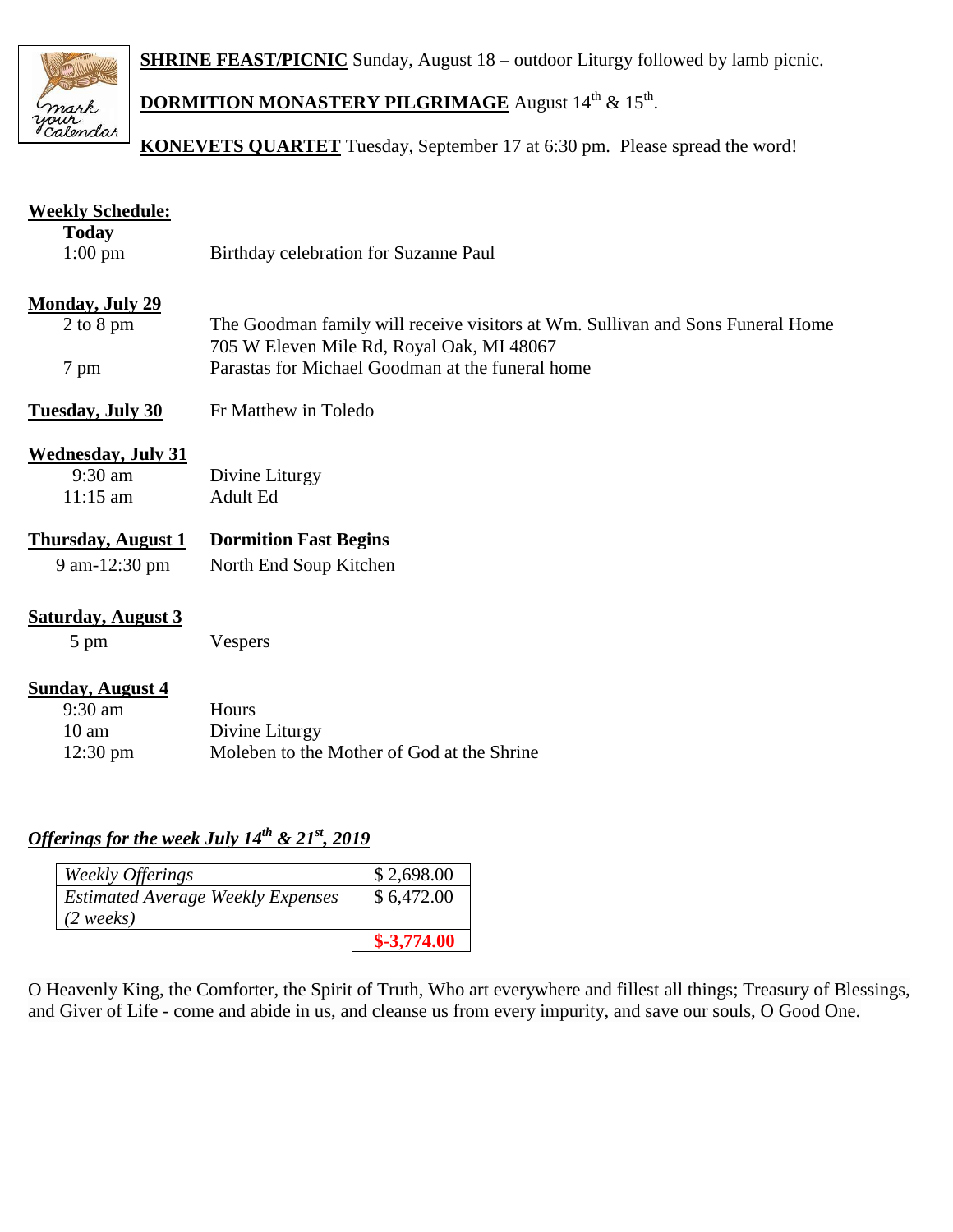**SHRINE FEAST/PICNIC** Sunday, August 18 – outdoor Liturgy followed by lamb picnic.

**DORMITION MONASTERY PILGRIMAGE** August 14th & 15th.

**KONEVETS QUARTET** Tuesday, September 17 at 6:30 pm. Please spread the word!

**Weekly Schedule:**

**Today**

1:00 pm — Birthday celebration for Suzanne Paul

**Monday, July 29**

2 to 8 pm — The Goodman family will receive visitors at Wm. Sullivan and Sons Funeral Home 705 W Eleven Mile Rd, Royal Oak, MI 48067

7 pm — Parastas for Michael Goodman at the funeral home

**Tuesday, July 30** — Fr Matthew in Toledo

**Wednesday, July 31**

9:30 am — Divine Liturgy

11:15 am — Adult Ed

**Thursday, August 1** — **Dormition Fast Begins**

9 am-12:30 pm — North End Soup Kitchen

**Saturday, August 3**

5 pm — Vespers

**Sunday, August 4**

9:30 am — Hours

10 am — Divine Liturgy

12:30 pm — Moleben to the Mother of God at the Shrine

***Offerings for the week July 14th & 21st, 2019***

| | |
|---|---|
| *Weekly Offerings* | $ 2,698.00 |
| *Estimated Average Weekly Expenses (2 weeks)* | $ 6,472.00 |
| | **$-3,774.00** |

O Heavenly King, the Comforter, the Spirit of Truth, Who art everywhere and fillest all things; Treasury of Blessings, and Giver of Life - come and abide in us, and cleanse us from every impurity, and save our souls, O Good One.